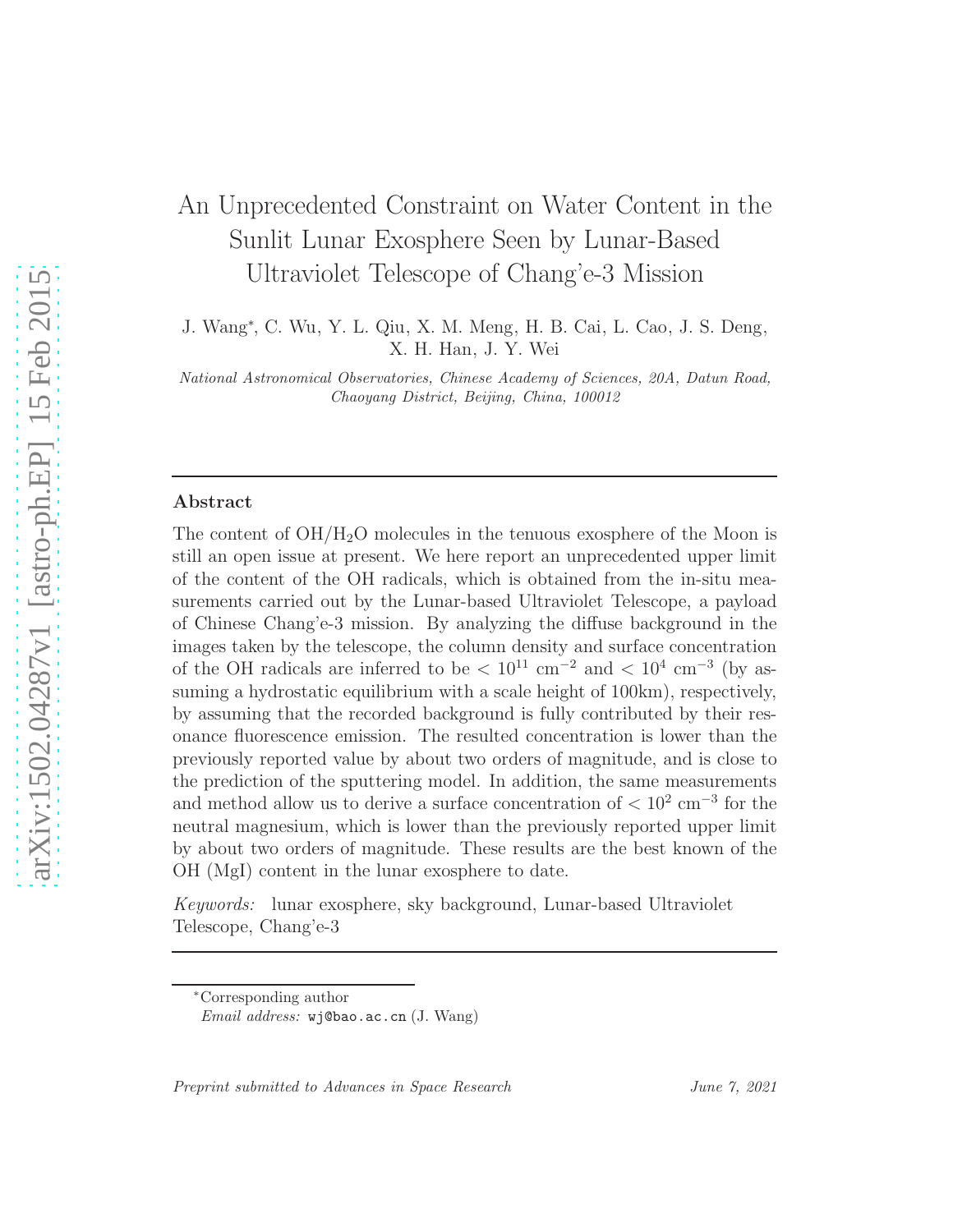# An Unprecedented Constraint on Water Content in the Sunlit Lunar Exosphere Seen by Lunar-Based Ultraviolet Telescope of Chang'e-3 Mission

J. Wang*, C. Wu, Y. L. Qiu, X. M. Meng, H. B. Cai, L. Cao, J. S. Deng, X. H. Han, J. Y. Wei

*National Astronomical Observatories, Chinese Academy of Sciences, 20A, Datun Road, Chaoyang District, Beijing, China, 100012*

---

## Abstract

The content of $OH/H_2O$ molecules in the tenuous exosphere of the Moon is still an open issue at present. We here report an unprecedented upper limit of the content of the OH radicals, which is obtained from the in-situ measurements carried out by the Lunar-based Ultraviolet Telescope, a payload of Chinese Chang'e-3 mission. By analyzing the diffuse background in the images taken by the telescope, the column density and surface concentration of the OH radicals are inferred to be $< 10^{11}$ $cm^{-2}$ and $< 10^4$ $cm^{-3}$ (by assuming a hydrostatic equilibrium with a scale height of 100km), respectively, by assuming that the recorded background is fully contributed by their resonance fluorescence emission. The resulted concentration is lower than the previously reported value by about two orders of magnitude, and is close to the prediction of the sputtering model. In addition, the same measurements and method allow us to derive a surface concentration of $< 10^2$ $cm^{-3}$ for the neutral magnesium, which is lower than the previously reported upper limit by about two orders of magnitude. These results are the best known of the OH (MgI) content in the lunar exosphere to date.

*Keywords:* lunar exosphere, sky background, Lunar-based Ultraviolet Telescope, Chang'e-3

---

*Corresponding author
*Email address:* wj@bao.ac.cn (J. Wang)

*Preprint submitted to Advances in Space Research* — *June 7, 2021*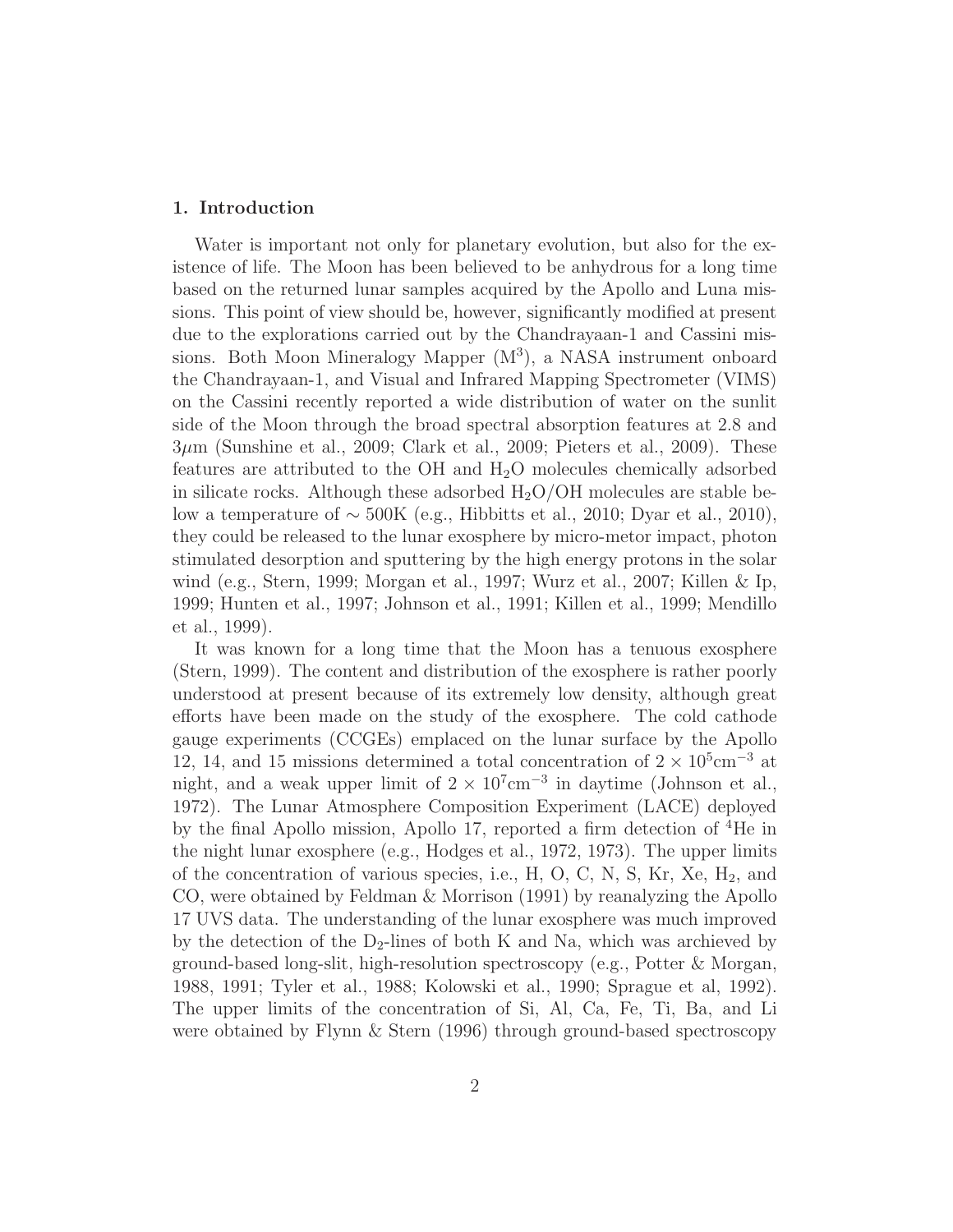## 1. Introduction

Water is important not only for planetary evolution, but also for the existence of life. The Moon has been believed to be anhydrous for a long time based on the returned lunar samples acquired by the Apollo and Luna missions. This point of view should be, however, significantly modified at present due to the explorations carried out by the Chandrayaan-1 and Cassini missions. Both Moon Mineralogy Mapper ($M^3$), a NASA instrument onboard the Chandrayaan-1, and Visual and Infrared Mapping Spectrometer (VIMS) on the Cassini recently reported a wide distribution of water on the sunlit side of the Moon through the broad spectral absorption features at 2.8 and $3\mu$m (Sunshine et al., 2009; Clark et al., 2009; Pieters et al., 2009). These features are attributed to the OH and $H_2O$ molecules chemically adsorbed in silicate rocks. Although these adsorbed $H_2O$/OH molecules are stable below a temperature of $\sim 500$K (e.g., Hibbitts et al., 2010; Dyar et al., 2010), they could be released to the lunar exosphere by micro-metor impact, photon stimulated desorption and sputtering by the high energy protons in the solar wind (e.g., Stern, 1999; Morgan et al., 1997; Wurz et al., 2007; Killen & Ip, 1999; Hunten et al., 1997; Johnson et al., 1991; Killen et al., 1999; Mendillo et al., 1999).

It was known for a long time that the Moon has a tenuous exosphere (Stern, 1999). The content and distribution of the exosphere is rather poorly understood at present because of its extremely low density, although great efforts have been made on the study of the exosphere. The cold cathode gauge experiments (CCGEs) emplaced on the lunar surface by the Apollo 12, 14, and 15 missions determined a total concentration of $2 \times 10^5 \text{cm}^{-3}$ at night, and a weak upper limit of $2 \times 10^7 \text{cm}^{-3}$ in daytime (Johnson et al., 1972). The Lunar Atmosphere Composition Experiment (LACE) deployed by the final Apollo mission, Apollo 17, reported a firm detection of $^4$He in the night lunar exosphere (e.g., Hodges et al., 1972, 1973). The upper limits of the concentration of various species, i.e., H, O, C, N, S, Kr, Xe, $H_2$, and CO, were obtained by Feldman & Morrison (1991) by reanalyzing the Apollo 17 UVS data. The understanding of the lunar exosphere was much improved by the detection of the $D_2$-lines of both K and Na, which was archieved by ground-based long-slit, high-resolution spectroscopy (e.g., Potter & Morgan, 1988, 1991; Tyler et al., 1988; Kolowski et al., 1990; Sprague et al, 1992). The upper limits of the concentration of Si, Al, Ca, Fe, Ti, Ba, and Li were obtained by Flynn & Stern (1996) through ground-based spectroscopy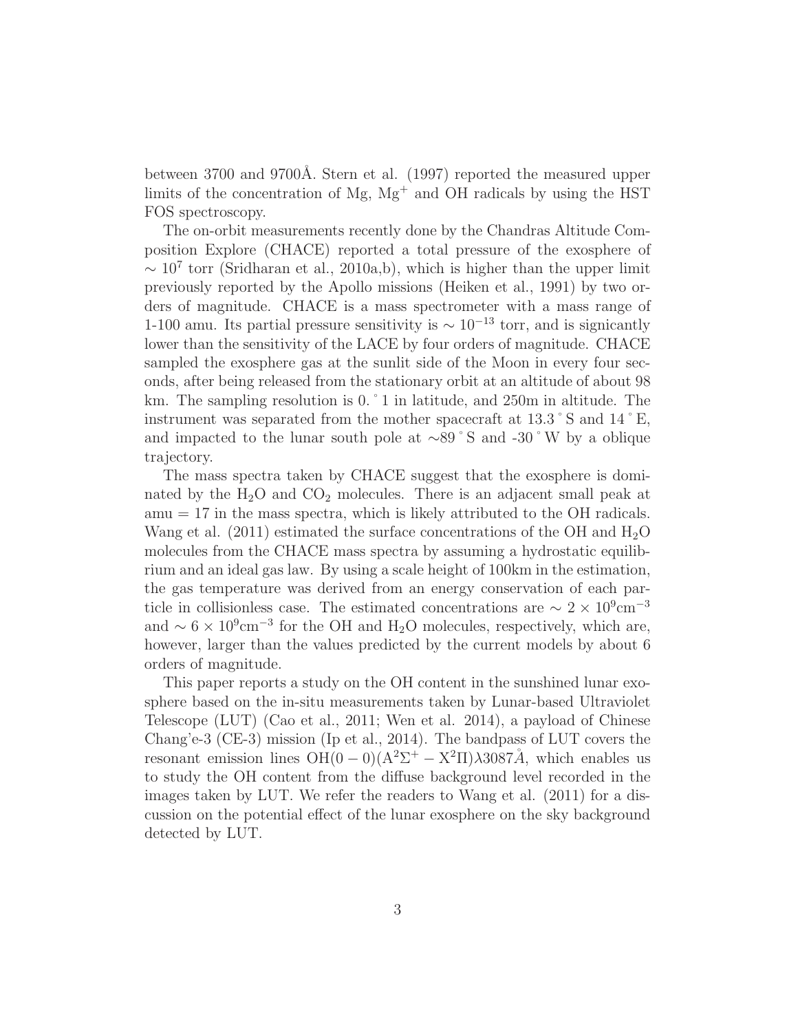between 3700 and 9700Å. Stern et al. (1997) reported the measured upper limits of the concentration of Mg, $Mg^+$ and OH radicals by using the HST FOS spectroscopy.

The on-orbit measurements recently done by the Chandras Altitude Composition Explore (CHACE) reported a total pressure of the exosphere of $\sim 10^7$ torr (Sridharan et al., 2010a,b), which is higher than the upper limit previously reported by the Apollo missions (Heiken et al., 1991) by two orders of magnitude. CHACE is a mass spectrometer with a mass range of 1-100 amu. Its partial pressure sensitivity is $\sim 10^{-13}$ torr, and is signicantly lower than the sensitivity of the LACE by four orders of magnitude. CHACE sampled the exosphere gas at the sunlit side of the Moon in every four seconds, after being released from the stationary orbit at an altitude of about 98 km. The sampling resolution is $0.^\circ 1$ in latitude, and 250m in altitude. The instrument was separated from the mother spacecraft at $13.3^\circ$S and $14^\circ$E, and impacted to the lunar south pole at $\sim 89^\circ$S and $-30^\circ$W by a oblique trajectory.

The mass spectra taken by CHACE suggest that the exosphere is dominated by the $H_2O$ and $CO_2$ molecules. There is an adjacent small peak at amu = 17 in the mass spectra, which is likely attributed to the OH radicals. Wang et al. (2011) estimated the surface concentrations of the OH and $H_2O$ molecules from the CHACE mass spectra by assuming a hydrostatic equilibrium and an ideal gas law. By using a scale height of 100km in the estimation, the gas temperature was derived from an energy conservation of each particle in collisionless case. The estimated concentrations are $\sim 2 \times 10^9 \mathrm{cm}^{-3}$ and $\sim 6 \times 10^9 \mathrm{cm}^{-3}$ for the OH and $H_2O$ molecules, respectively, which are, however, larger than the values predicted by the current models by about 6 orders of magnitude.

This paper reports a study on the OH content in the sunshined lunar exosphere based on the in-situ measurements taken by Lunar-based Ultraviolet Telescope (LUT) (Cao et al., 2011; Wen et al. 2014), a payload of Chinese Chang'e-3 (CE-3) mission (Ip et al., 2014). The bandpass of LUT covers the resonant emission lines $\mathrm{OH}(0-0)(\mathrm{A}^2\Sigma^+ - \mathrm{X}^2\Pi)\lambda 3087\mathring{A}$, which enables us to study the OH content from the diffuse background level recorded in the images taken by LUT. We refer the readers to Wang et al. (2011) for a discussion on the potential effect of the lunar exosphere on the sky background detected by LUT.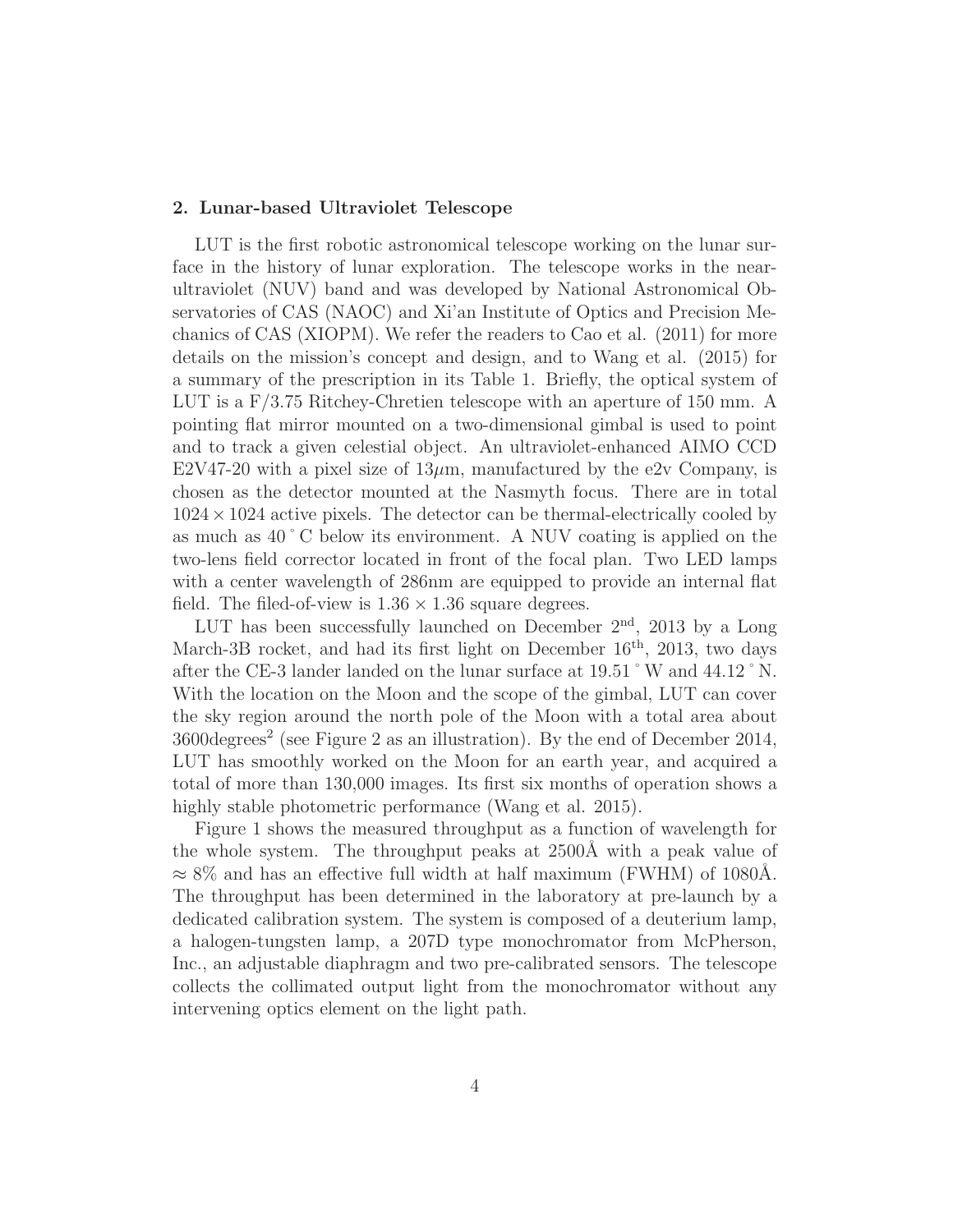## 2. Lunar-based Ultraviolet Telescope

LUT is the first robotic astronomical telescope working on the lunar surface in the history of lunar exploration. The telescope works in the near-ultraviolet (NUV) band and was developed by National Astronomical Observatories of CAS (NAOC) and Xi'an Institute of Optics and Precision Mechanics of CAS (XIOPM). We refer the readers to Cao et al. (2011) for more details on the mission's concept and design, and to Wang et al. (2015) for a summary of the prescription in its Table 1. Briefly, the optical system of LUT is a F/3.75 Ritchey-Chretien telescope with an aperture of 150 mm. A pointing flat mirror mounted on a two-dimensional gimbal is used to point and to track a given celestial object. An ultraviolet-enhanced AIMO CCD E2V47-20 with a pixel size of $13\mu$m, manufactured by the e2v Company, is chosen as the detector mounted at the Nasmyth focus. There are in total $1024 \times 1024$ active pixels. The detector can be thermal-electrically cooled by as much as $40^\circ$C below its environment. A NUV coating is applied on the two-lens field corrector located in front of the focal plan. Two LED lamps with a center wavelength of 286nm are equipped to provide an internal flat field. The filed-of-view is $1.36 \times 1.36$ square degrees.

LUT has been successfully launched on December 2[nd], 2013 by a Long March-3B rocket, and had its first light on December 16[th], 2013, two days after the CE-3 lander landed on the lunar surface at $19.51^\circ$W and $44.12^\circ$N. With the location on the Moon and the scope of the gimbal, LUT can cover the sky region around the north pole of the Moon with a total area about 3600degrees$^2$ (see Figure 2 as an illustration). By the end of December 2014, LUT has smoothly worked on the Moon for an earth year, and acquired a total of more than 130,000 images. Its first six months of operation shows a highly stable photometric performance (Wang et al. 2015).

Figure 1 shows the measured throughput as a function of wavelength for the whole system. The throughput peaks at 2500Å with a peak value of $\approx 8\%$ and has an effective full width at half maximum (FWHM) of 1080Å. The throughput has been determined in the laboratory at pre-launch by a dedicated calibration system. The system is composed of a deuterium lamp, a halogen-tungsten lamp, a 207D type monochromator from McPherson, Inc., an adjustable diaphragm and two pre-calibrated sensors. The telescope collects the collimated output light from the monochromator without any intervening optics element on the light path.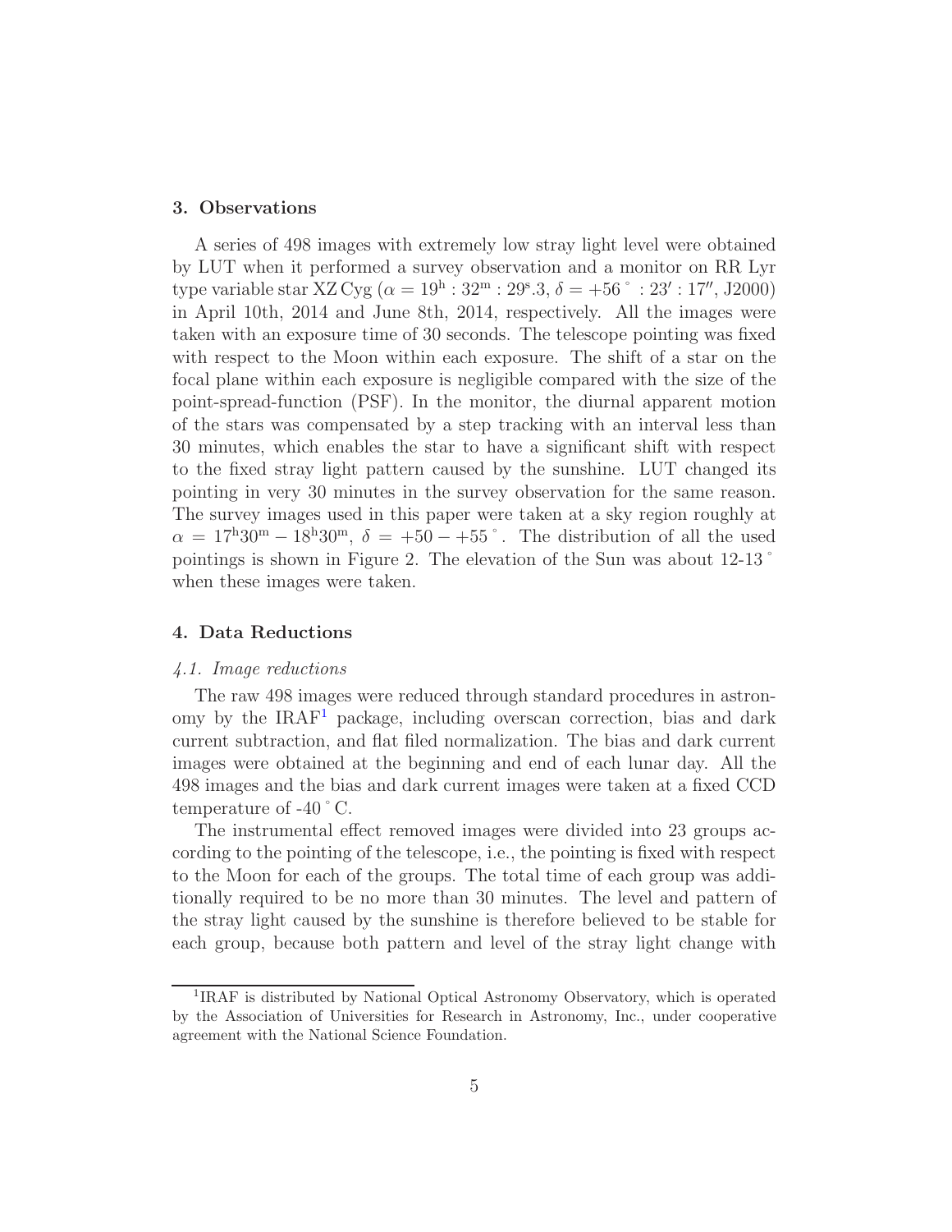## 3. Observations

A series of 498 images with extremely low stray light level were obtained by LUT when it performed a survey observation and a monitor on RR Lyr type variable star XZ Cyg ($\alpha = 19^{\mathrm{h}} : 32^{\mathrm{m}} : 29^{\mathrm{s}}.3$, $\delta = +56^\circ : 23' : 17''$, J2000) in April 10th, 2014 and June 8th, 2014, respectively. All the images were taken with an exposure time of 30 seconds. The telescope pointing was fixed with respect to the Moon within each exposure. The shift of a star on the focal plane within each exposure is negligible compared with the size of the point-spread-function (PSF). In the monitor, the diurnal apparent motion of the stars was compensated by a step tracking with an interval less than 30 minutes, which enables the star to have a significant shift with respect to the fixed stray light pattern caused by the sunshine. LUT changed its pointing in very 30 minutes in the survey observation for the same reason. The survey images used in this paper were taken at a sky region roughly at $\alpha = 17^{\mathrm{h}}30^{\mathrm{m}} - 18^{\mathrm{h}}30^{\mathrm{m}}$, $\delta = +50 - +55^\circ$. The distribution of all the used pointings is shown in Figure 2. The elevation of the Sun was about 12-13$^\circ$ when these images were taken.

## 4. Data Reductions

### *4.1. Image reductions*

The raw 498 images were reduced through standard procedures in astronomy by the IRAF[1] package, including overscan correction, bias and dark current subtraction, and flat filed normalization. The bias and dark current images were obtained at the beginning and end of each lunar day. All the 498 images and the bias and dark current images were taken at a fixed CCD temperature of -40$^\circ$C.

The instrumental effect removed images were divided into 23 groups according to the pointing of the telescope, i.e., the pointing is fixed with respect to the Moon for each of the groups. The total time of each group was additionally required to be no more than 30 minutes. The level and pattern of the stray light caused by the sunshine is therefore believed to be stable for each group, because both pattern and level of the stray light change with

[1]IRAF is distributed by National Optical Astronomy Observatory, which is operated by the Association of Universities for Research in Astronomy, Inc., under cooperative agreement with the National Science Foundation.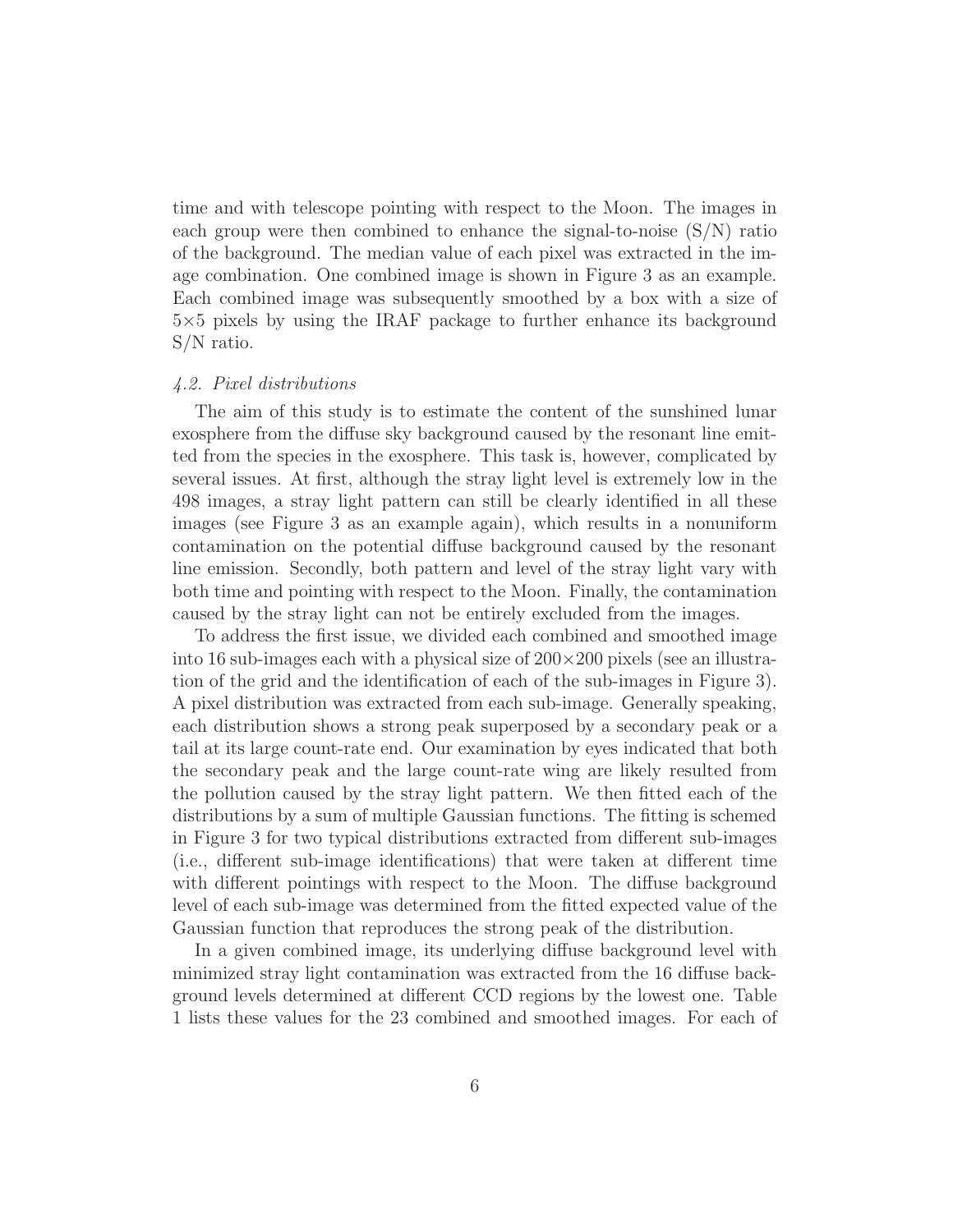time and with telescope pointing with respect to the Moon. The images in each group were then combined to enhance the signal-to-noise (S/N) ratio of the background. The median value of each pixel was extracted in the image combination. One combined image is shown in Figure 3 as an example. Each combined image was subsequently smoothed by a box with a size of 5×5 pixels by using the IRAF package to further enhance its background S/N ratio.

### *4.2. Pixel distributions*

The aim of this study is to estimate the content of the sunshined lunar exosphere from the diffuse sky background caused by the resonant line emitted from the species in the exosphere. This task is, however, complicated by several issues. At first, although the stray light level is extremely low in the 498 images, a stray light pattern can still be clearly identified in all these images (see Figure 3 as an example again), which results in a nonuniform contamination on the potential diffuse background caused by the resonant line emission. Secondly, both pattern and level of the stray light vary with both time and pointing with respect to the Moon. Finally, the contamination caused by the stray light can not be entirely excluded from the images.

To address the first issue, we divided each combined and smoothed image into 16 sub-images each with a physical size of 200×200 pixels (see an illustration of the grid and the identification of each of the sub-images in Figure 3). A pixel distribution was extracted from each sub-image. Generally speaking, each distribution shows a strong peak superposed by a secondary peak or a tail at its large count-rate end. Our examination by eyes indicated that both the secondary peak and the large count-rate wing are likely resulted from the pollution caused by the stray light pattern. We then fitted each of the distributions by a sum of multiple Gaussian functions. The fitting is schemed in Figure 3 for two typical distributions extracted from different sub-images (i.e., different sub-image identifications) that were taken at different time with different pointings with respect to the Moon. The diffuse background level of each sub-image was determined from the fitted expected value of the Gaussian function that reproduces the strong peak of the distribution.

In a given combined image, its underlying diffuse background level with minimized stray light contamination was extracted from the 16 diffuse background levels determined at different CCD regions by the lowest one. Table 1 lists these values for the 23 combined and smoothed images. For each of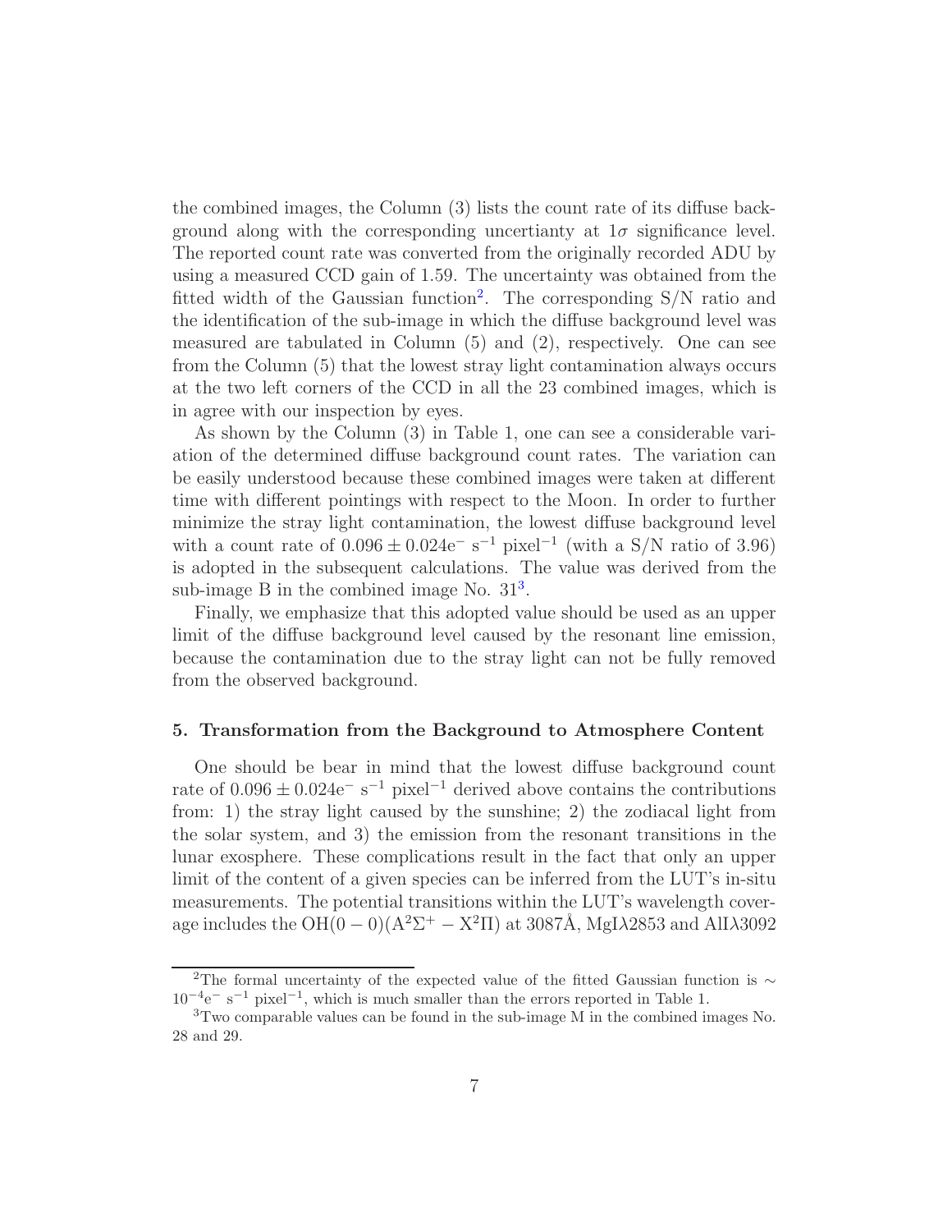the combined images, the Column (3) lists the count rate of its diffuse background along with the corresponding uncertianty at $1\sigma$ significance level. The reported count rate was converted from the originally recorded ADU by using a measured CCD gain of 1.59. The uncertainty was obtained from the fitted width of the Gaussian function[2]. The corresponding S/N ratio and the identification of the sub-image in which the diffuse background level was measured are tabulated in Column (5) and (2), respectively. One can see from the Column (5) that the lowest stray light contamination always occurs at the two left corners of the CCD in all the 23 combined images, which is in agree with our inspection by eyes.

As shown by the Column (3) in Table 1, one can see a considerable variation of the determined diffuse background count rates. The variation can be easily understood because these combined images were taken at different time with different pointings with respect to the Moon. In order to further minimize the stray light contamination, the lowest diffuse background level with a count rate of $0.096 \pm 0.024\mathrm{e}^- \ \mathrm{s}^{-1} \ \mathrm{pixel}^{-1}$ (with a S/N ratio of 3.96) is adopted in the subsequent calculations. The value was derived from the sub-image B in the combined image No. 31[3].

Finally, we emphasize that this adopted value should be used as an upper limit of the diffuse background level caused by the resonant line emission, because the contamination due to the stray light can not be fully removed from the observed background.

### 5. Transformation from the Background to Atmosphere Content

One should be bear in mind that the lowest diffuse background count rate of $0.096 \pm 0.024\mathrm{e}^- \ \mathrm{s}^{-1} \ \mathrm{pixel}^{-1}$ derived above contains the contributions from: 1) the stray light caused by the sunshine; 2) the zodiacal light from the solar system, and 3) the emission from the resonant transitions in the lunar exosphere. These complications result in the fact that only an upper limit of the content of a given species can be inferred from the LUT's in-situ measurements. The potential transitions within the LUT's wavelength coverage includes the $\mathrm{OH}(0-0)(\mathrm{A}^2\Sigma^+ - \mathrm{X}^2\Pi)$ at 3087Å, MgI$\lambda$2853 and AlI$\lambda$3092

[2]The formal uncertainty of the expected value of the fitted Gaussian function is $\sim 10^{-4}\mathrm{e}^- \ \mathrm{s}^{-1} \ \mathrm{pixel}^{-1}$, which is much smaller than the errors reported in Table 1.

[3]Two comparable values can be found in the sub-image M in the combined images No. 28 and 29.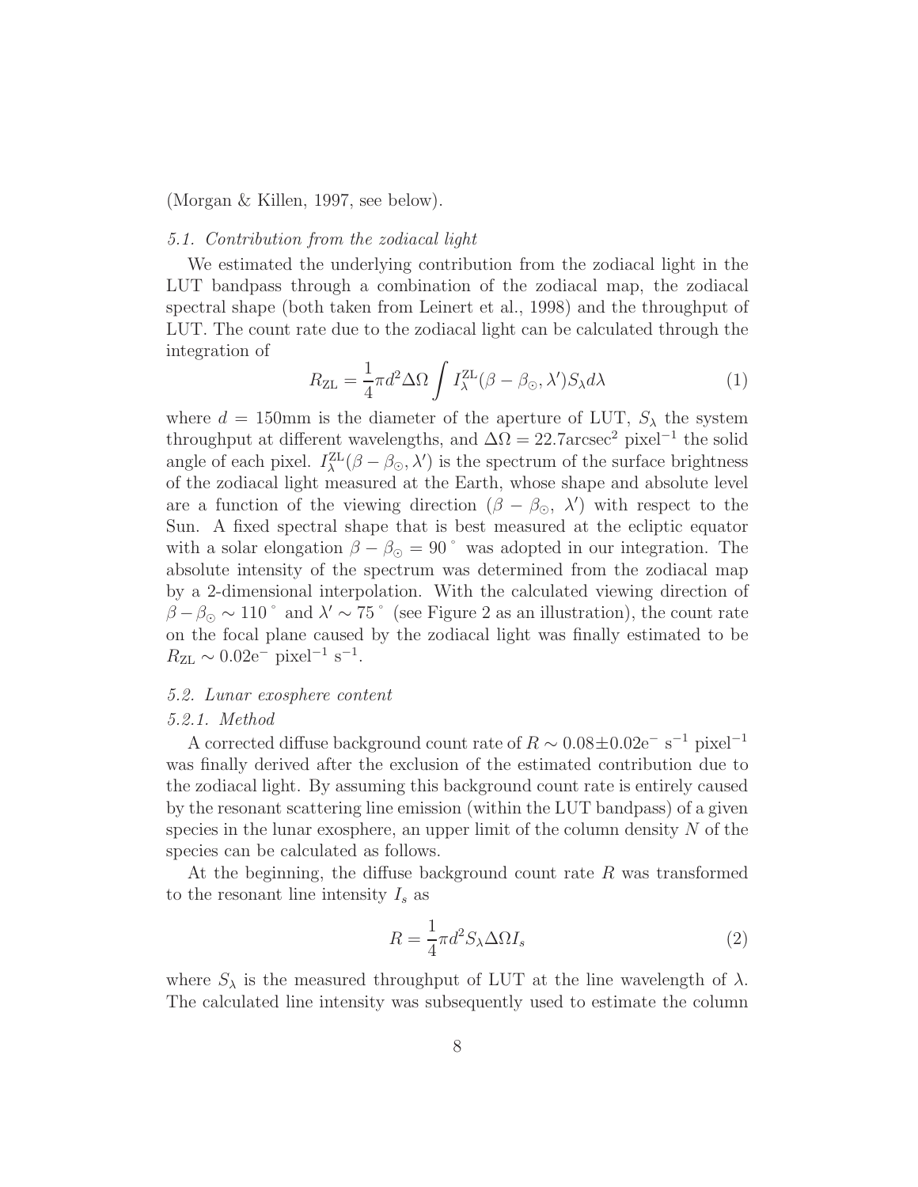(Morgan & Killen, 1997, see below).

### *5.1. Contribution from the zodiacal light*

We estimated the underlying contribution from the zodiacal light in the LUT bandpass through a combination of the zodiacal map, the zodiacal spectral shape (both taken from Leinert et al., 1998) and the throughput of LUT. The count rate due to the zodiacal light can be calculated through the integration of

$$R_{\mathrm{ZL}} = \frac{1}{4}\pi d^2 \Delta\Omega \int I_{\lambda}^{\mathrm{ZL}}(\beta - \beta_{\odot}, \lambda') S_{\lambda} d\lambda \tag{1}$$

where $d = 150$mm is the diameter of the aperture of LUT, $S_{\lambda}$ the system throughput at different wavelengths, and $\Delta\Omega = 22.7\mathrm{arcsec}^2\ \mathrm{pixel}^{-1}$ the solid angle of each pixel. $I_{\lambda}^{\mathrm{ZL}}(\beta - \beta_{\odot}, \lambda')$ is the spectrum of the surface brightness of the zodiacal light measured at the Earth, whose shape and absolute level are a function of the viewing direction $(\beta - \beta_{\odot},\ \lambda')$ with respect to the Sun. A fixed spectral shape that is best measured at the ecliptic equator with a solar elongation $\beta - \beta_{\odot} = 90^{\circ}$ was adopted in our integration. The absolute intensity of the spectrum was determined from the zodiacal map by a 2-dimensional interpolation. With the calculated viewing direction of $\beta - \beta_{\odot} \sim 110^{\circ}$ and $\lambda' \sim 75^{\circ}$ (see Figure 2 as an illustration), the count rate on the focal plane caused by the zodiacal light was finally estimated to be $R_{\mathrm{ZL}} \sim 0.02\mathrm{e}^{-}\ \mathrm{pixel}^{-1}\ \mathrm{s}^{-1}$.

### *5.2. Lunar exosphere content*

#### *5.2.1. Method*

A corrected diffuse background count rate of $R \sim 0.08 \pm 0.02\mathrm{e}^{-}\ \mathrm{s}^{-1}\ \mathrm{pixel}^{-1}$ was finally derived after the exclusion of the estimated contribution due to the zodiacal light. By assuming this background count rate is entirely caused by the resonant scattering line emission (within the LUT bandpass) of a given species in the lunar exosphere, an upper limit of the column density $N$ of the species can be calculated as follows.

At the beginning, the diffuse background count rate $R$ was transformed to the resonant line intensity $I_s$ as

$$R = \frac{1}{4}\pi d^2 S_{\lambda} \Delta\Omega I_s \tag{2}$$

where $S_{\lambda}$ is the measured throughput of LUT at the line wavelength of $\lambda$. The calculated line intensity was subsequently used to estimate the column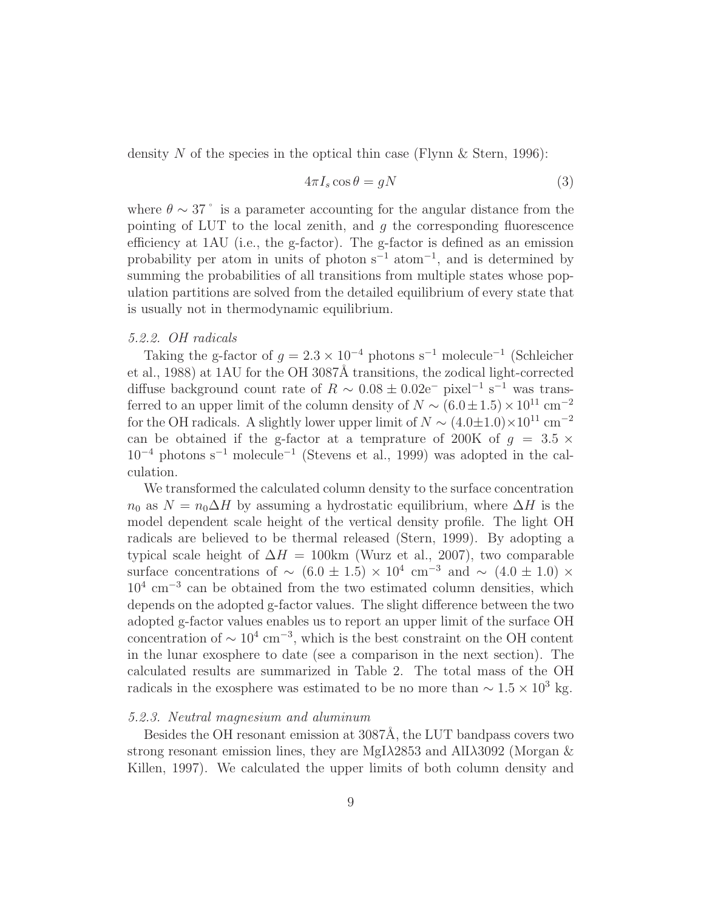density $N$ of the species in the optical thin case (Flynn & Stern, 1996):

$$4\pi I_s \cos\theta = gN \tag{3}$$

where $\theta \sim 37^\circ$ is a parameter accounting for the angular distance from the pointing of LUT to the local zenith, and $g$ the corresponding fluorescence efficiency at 1AU (i.e., the g-factor). The g-factor is defined as an emission probability per atom in units of photon $\mathrm{s}^{-1}$ $\mathrm{atom}^{-1}$, and is determined by summing the probabilities of all transitions from multiple states whose population partitions are solved from the detailed equilibrium of every state that is usually not in thermodynamic equilibrium.

### *5.2.2. OH radicals*

Taking the g-factor of $g = 2.3 \times 10^{-4}$ photons $\mathrm{s}^{-1}$ $\mathrm{molecule}^{-1}$ (Schleicher et al., 1988) at 1AU for the OH 3087Å transitions, the zodical light-corrected diffuse background count rate of $R \sim 0.08 \pm 0.02\mathrm{e}^{-}$ $\mathrm{pixel}^{-1}$ $\mathrm{s}^{-1}$ was transferred to an upper limit of the column density of $N \sim (6.0 \pm 1.5) \times 10^{11}$ $\mathrm{cm}^{-2}$ for the OH radicals. A slightly lower upper limit of $N \sim (4.0 \pm 1.0) \times 10^{11}$ $\mathrm{cm}^{-2}$ can be obtained if the g-factor at a temprature of 200K of $g = 3.5 \times 10^{-4}$ photons $\mathrm{s}^{-1}$ $\mathrm{molecule}^{-1}$ (Stevens et al., 1999) was adopted in the calculation.

We transformed the calculated column density to the surface concentration $n_0$ as $N = n_0 \Delta H$ by assuming a hydrostatic equilibrium, where $\Delta H$ is the model dependent scale height of the vertical density profile. The light OH radicals are believed to be thermal released (Stern, 1999). By adopting a typical scale height of $\Delta H = 100$km (Wurz et al., 2007), two comparable surface concentrations of $\sim (6.0 \pm 1.5) \times 10^4$ $\mathrm{cm}^{-3}$ and $\sim (4.0 \pm 1.0) \times 10^4$ $\mathrm{cm}^{-3}$ can be obtained from the two estimated column densities, which depends on the adopted g-factor values. The slight difference between the two adopted g-factor values enables us to report an upper limit of the surface OH concentration of $\sim 10^4$ $\mathrm{cm}^{-3}$, which is the best constraint on the OH content in the lunar exosphere to date (see a comparison in the next section). The calculated results are summarized in Table 2. The total mass of the OH radicals in the exosphere was estimated to be no more than $\sim 1.5 \times 10^3$ kg.

### *5.2.3. Neutral magnesium and aluminum*

Besides the OH resonant emission at 3087Å, the LUT bandpass covers two strong resonant emission lines, they are MgI$\lambda$2853 and AlI$\lambda$3092 (Morgan & Killen, 1997). We calculated the upper limits of both column density and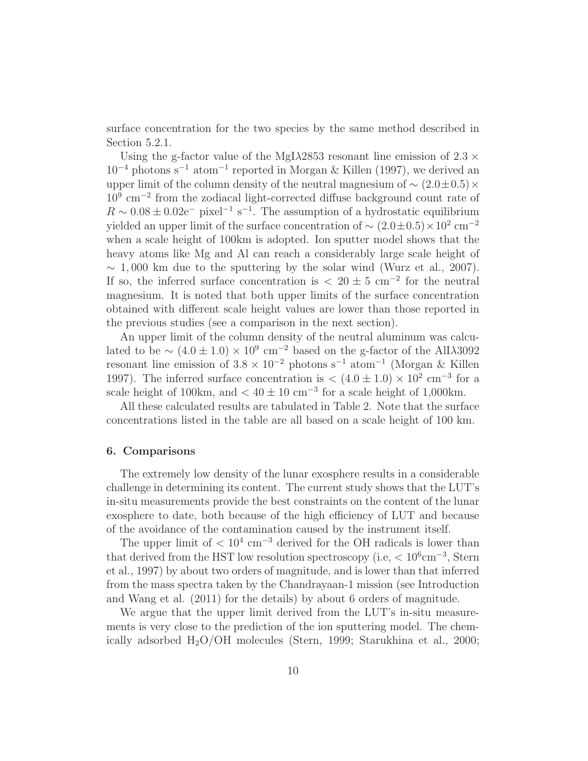surface concentration for the two species by the same method described in Section 5.2.1.

Using the g-factor value of the MgI$\lambda$2853 resonant line emission of $2.3 \times 10^{-4}$ photons s$^{-1}$ atom$^{-1}$ reported in Morgan & Killen (1997), we derived an upper limit of the column density of the neutral magnesium of $\sim (2.0 \pm 0.5) \times 10^9$ cm$^{-2}$ from the zodiacal light-corrected diffuse background count rate of $R \sim 0.08 \pm 0.02$e$^-$ pixel$^{-1}$ s$^{-1}$. The assumption of a hydrostatic equilibrium yielded an upper limit of the surface concentration of $\sim (2.0 \pm 0.5) \times 10^2$ cm$^{-2}$ when a scale height of 100km is adopted. Ion sputter model shows that the heavy atoms like Mg and Al can reach a considerably large scale height of $\sim 1,000$ km due to the sputtering by the solar wind (Wurz et al., 2007). If so, the inferred surface concentration is $< 20 \pm 5$ cm$^{-2}$ for the neutral magnesium. It is noted that both upper limits of the surface concentration obtained with different scale height values are lower than those reported in the previous studies (see a comparison in the next section).

An upper limit of the column density of the neutral aluminum was calculated to be $\sim (4.0 \pm 1.0) \times 10^9$ cm$^{-2}$ based on the g-factor of the AlI$\lambda$3092 resonant line emission of $3.8 \times 10^{-2}$ photons s$^{-1}$ atom$^{-1}$ (Morgan & Killen 1997). The inferred surface concentration is $< (4.0 \pm 1.0) \times 10^2$ cm$^{-3}$ for a scale height of 100km, and $< 40 \pm 10$ cm$^{-3}$ for a scale height of 1,000km.

All these calculated results are tabulated in Table 2. Note that the surface concentrations listed in the table are all based on a scale height of 100 km.

### 6. Comparisons

The extremely low density of the lunar exosphere results in a considerable challenge in determining its content. The current study shows that the LUT's in-situ measurements provide the best constraints on the content of the lunar exosphere to date, both because of the high efficiency of LUT and because of the avoidance of the contamination caused by the instrument itself.

The upper limit of $< 10^4$ cm$^{-3}$ derived for the OH radicals is lower than that derived from the HST low resolution spectroscopy (i.e, $< 10^6$cm$^{-3}$, Stern et al., 1997) by about two orders of magnitude, and is lower than that inferred from the mass spectra taken by the Chandrayaan-1 mission (see Introduction and Wang et al. (2011) for the details) by about 6 orders of magnitude.

We argue that the upper limit derived from the LUT's in-situ measurements is very close to the prediction of the ion sputtering model. The chemically adsorbed $H_2O$/OH molecules (Stern, 1999; Starukhina et al., 2000;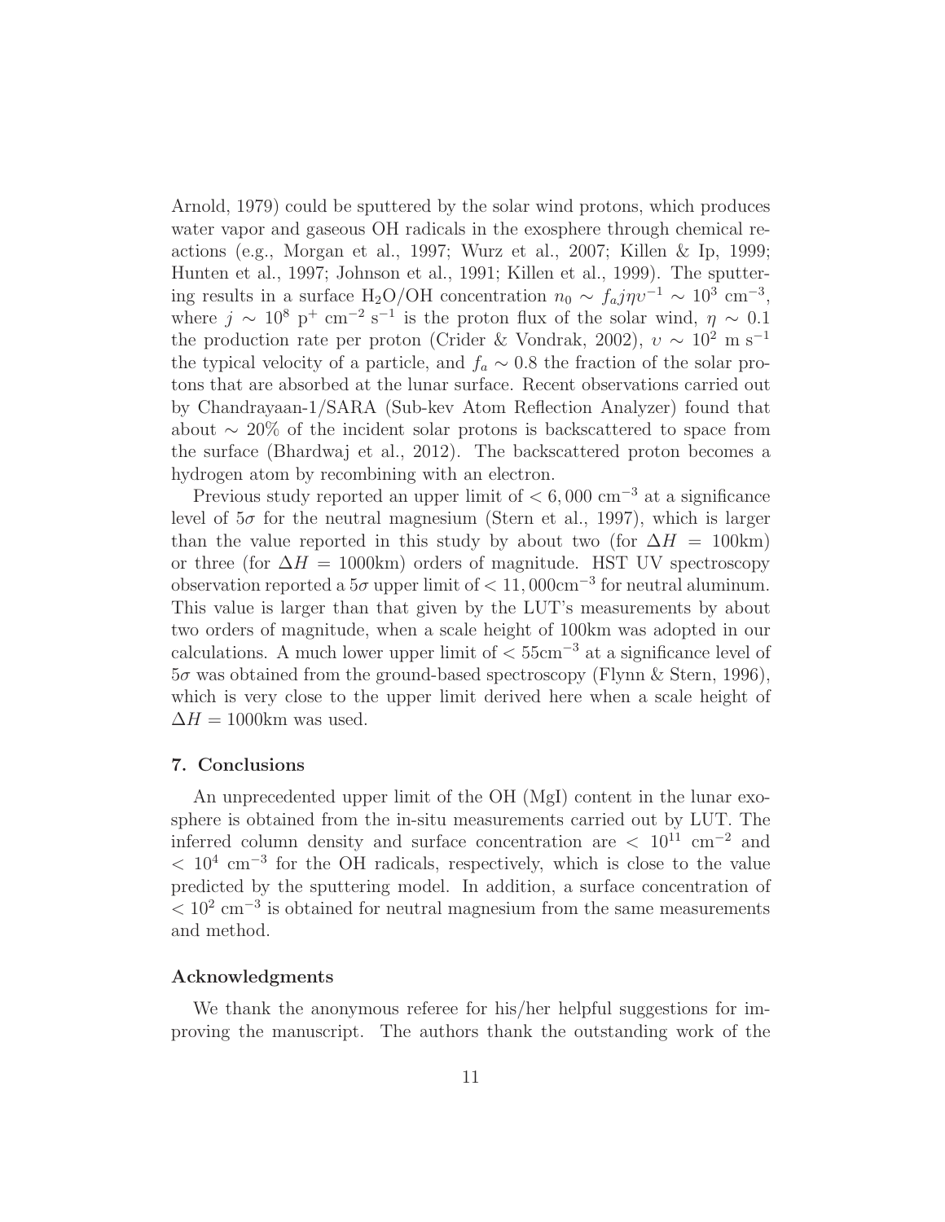Arnold, 1979) could be sputtered by the solar wind protons, which produces water vapor and gaseous OH radicals in the exosphere through chemical reactions (e.g., Morgan et al., 1997; Wurz et al., 2007; Killen & Ip, 1999; Hunten et al., 1997; Johnson et al., 1991; Killen et al., 1999). The sputtering results in a surface $H_2O$/OH concentration $n_0 \sim f_a j \eta \upsilon^{-1} \sim 10^3$ cm$^{-3}$, where $j \sim 10^8$ p$^+$ cm$^{-2}$ s$^{-1}$ is the proton flux of the solar wind, $\eta \sim 0.1$ the production rate per proton (Crider & Vondrak, 2002), $\upsilon \sim 10^2$ m s$^{-1}$ the typical velocity of a particle, and $f_a \sim 0.8$ the fraction of the solar protons that are absorbed at the lunar surface. Recent observations carried out by Chandrayaan-1/SARA (Sub-kev Atom Reflection Analyzer) found that about $\sim 20\%$ of the incident solar protons is backscattered to space from the surface (Bhardwaj et al., 2012). The backscattered proton becomes a hydrogen atom by recombining with an electron.

Previous study reported an upper limit of $< 6,000$ cm$^{-3}$ at a significance level of $5\sigma$ for the neutral magnesium (Stern et al., 1997), which is larger than the value reported in this study by about two (for $\Delta H = 100$km) or three (for $\Delta H = 1000$km) orders of magnitude. HST UV spectroscopy observation reported a $5\sigma$ upper limit of $< 11,000$cm$^{-3}$ for neutral aluminum. This value is larger than that given by the LUT's measurements by about two orders of magnitude, when a scale height of 100km was adopted in our calculations. A much lower upper limit of $< 55$cm$^{-3}$ at a significance level of $5\sigma$ was obtained from the ground-based spectroscopy (Flynn & Stern, 1996), which is very close to the upper limit derived here when a scale height of $\Delta H = 1000$km was used.

## 7. Conclusions

An unprecedented upper limit of the OH (MgI) content in the lunar exosphere is obtained from the in-situ measurements carried out by LUT. The inferred column density and surface concentration are $< 10^{11}$ cm$^{-2}$ and $< 10^4$ cm$^{-3}$ for the OH radicals, respectively, which is close to the value predicted by the sputtering model. In addition, a surface concentration of $< 10^2$ cm$^{-3}$ is obtained for neutral magnesium from the same measurements and method.

## Acknowledgments

We thank the anonymous referee for his/her helpful suggestions for improving the manuscript. The authors thank the outstanding work of the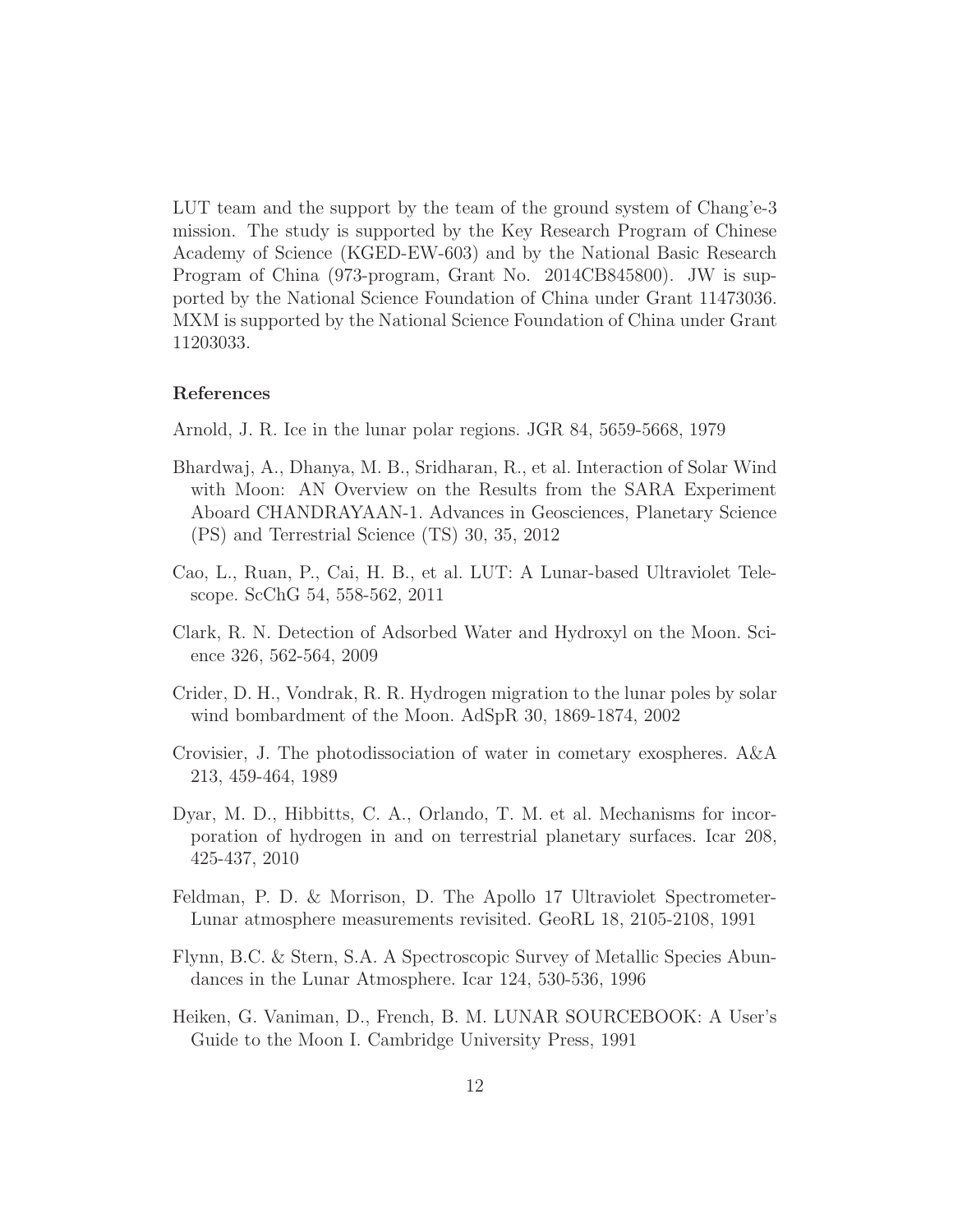LUT team and the support by the team of the ground system of Chang'e-3 mission. The study is supported by the Key Research Program of Chinese Academy of Science (KGED-EW-603) and by the National Basic Research Program of China (973-program, Grant No. 2014CB845800). JW is supported by the National Science Foundation of China under Grant 11473036. MXM is supported by the National Science Foundation of China under Grant 11203033.

## References

Arnold, J. R. Ice in the lunar polar regions. JGR 84, 5659-5668, 1979

Bhardwaj, A., Dhanya, M. B., Sridharan, R., et al. Interaction of Solar Wind with Moon: AN Overview on the Results from the SARA Experiment Aboard CHANDRAYAAN-1. Advances in Geosciences, Planetary Science (PS) and Terrestrial Science (TS) 30, 35, 2012

Cao, L., Ruan, P., Cai, H. B., et al. LUT: A Lunar-based Ultraviolet Telescope. ScChG 54, 558-562, 2011

Clark, R. N. Detection of Adsorbed Water and Hydroxyl on the Moon. Science 326, 562-564, 2009

Crider, D. H., Vondrak, R. R. Hydrogen migration to the lunar poles by solar wind bombardment of the Moon. AdSpR 30, 1869-1874, 2002

Crovisier, J. The photodissociation of water in cometary exospheres. A&A 213, 459-464, 1989

Dyar, M. D., Hibbitts, C. A., Orlando, T. M. et al. Mechanisms for incorporation of hydrogen in and on terrestrial planetary surfaces. Icar 208, 425-437, 2010

Feldman, P. D. & Morrison, D. The Apollo 17 Ultraviolet Spectrometer-Lunar atmosphere measurements revisited. GeoRL 18, 2105-2108, 1991

Flynn, B.C. & Stern, S.A. A Spectroscopic Survey of Metallic Species Abundances in the Lunar Atmosphere. Icar 124, 530-536, 1996

Heiken, G. Vaniman, D., French, B. M. LUNAR SOURCEBOOK: A User's Guide to the Moon I. Cambridge University Press, 1991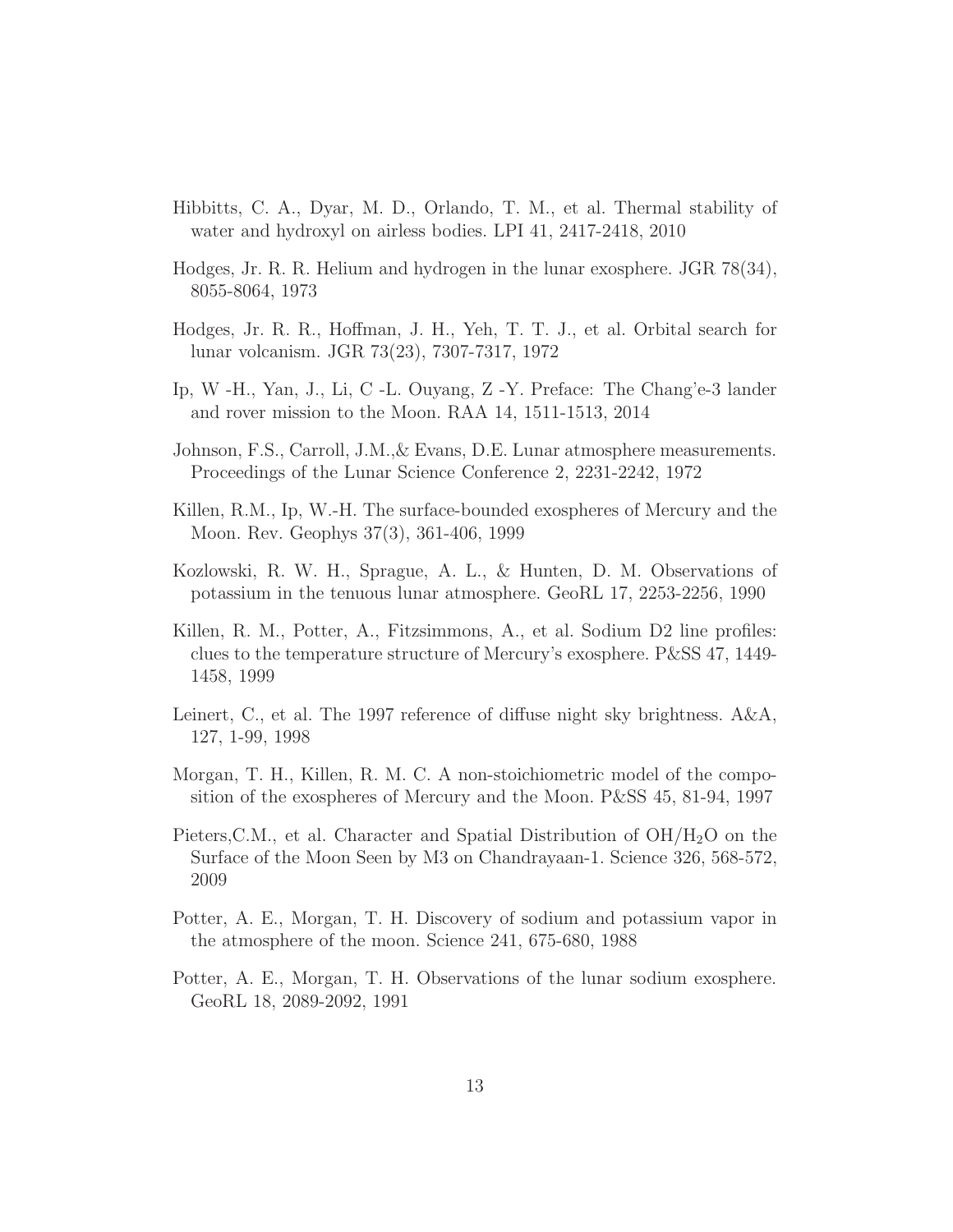Hibbitts, C. A., Dyar, M. D., Orlando, T. M., et al. Thermal stability of water and hydroxyl on airless bodies. LPI 41, 2417-2418, 2010

Hodges, Jr. R. R. Helium and hydrogen in the lunar exosphere. JGR 78(34), 8055-8064, 1973

Hodges, Jr. R. R., Hoffman, J. H., Yeh, T. T. J., et al. Orbital search for lunar volcanism. JGR 73(23), 7307-7317, 1972

Ip, W -H., Yan, J., Li, C -L. Ouyang, Z -Y. Preface: The Chang'e-3 lander and rover mission to the Moon. RAA 14, 1511-1513, 2014

Johnson, F.S., Carroll, J.M.,& Evans, D.E. Lunar atmosphere measurements. Proceedings of the Lunar Science Conference 2, 2231-2242, 1972

Killen, R.M., Ip, W.-H. The surface-bounded exospheres of Mercury and the Moon. Rev. Geophys 37(3), 361-406, 1999

Kozlowski, R. W. H., Sprague, A. L., & Hunten, D. M. Observations of potassium in the tenuous lunar atmosphere. GeoRL 17, 2253-2256, 1990

Killen, R. M., Potter, A., Fitzsimmons, A., et al. Sodium D2 line profiles: clues to the temperature structure of Mercury's exosphere. P&SS 47, 1449-1458, 1999

Leinert, C., et al. The 1997 reference of diffuse night sky brightness. A&A, 127, 1-99, 1998

Morgan, T. H., Killen, R. M. C. A non-stoichiometric model of the composition of the exospheres of Mercury and the Moon. P&SS 45, 81-94, 1997

Pieters,C.M., et al. Character and Spatial Distribution of $OH/H_2O$ on the Surface of the Moon Seen by M3 on Chandrayaan-1. Science 326, 568-572, 2009

Potter, A. E., Morgan, T. H. Discovery of sodium and potassium vapor in the atmosphere of the moon. Science 241, 675-680, 1988

Potter, A. E., Morgan, T. H. Observations of the lunar sodium exosphere. GeoRL 18, 2089-2092, 1991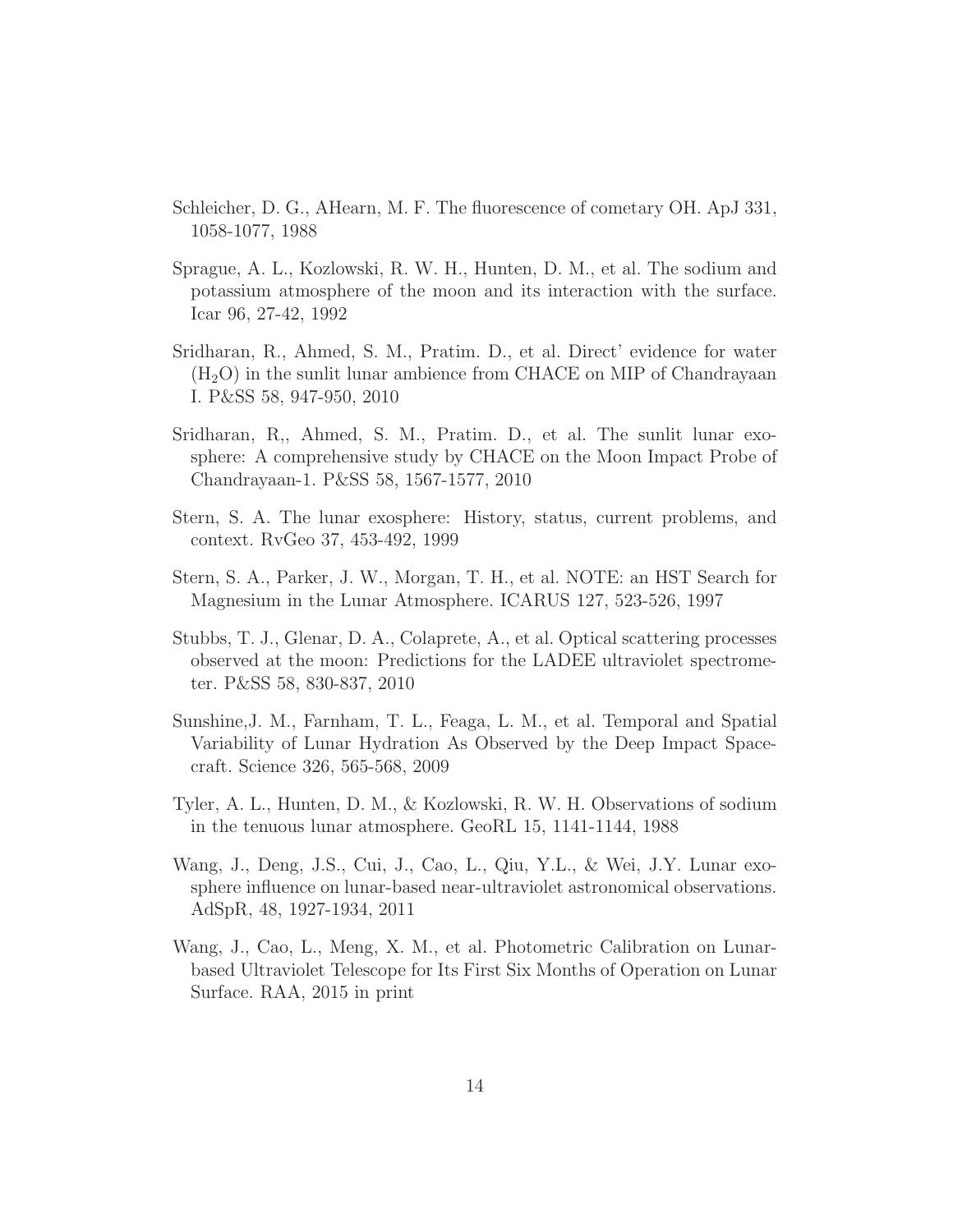Schleicher, D. G., AHearn, M. F. The fluorescence of cometary OH. ApJ 331, 1058-1077, 1988

Sprague, A. L., Kozlowski, R. W. H., Hunten, D. M., et al. The sodium and potassium atmosphere of the moon and its interaction with the surface. Icar 96, 27-42, 1992

Sridharan, R., Ahmed, S. M., Pratim. D., et al. Direct' evidence for water ($H_2O$) in the sunlit lunar ambience from CHACE on MIP of Chandrayaan I. P&SS 58, 947-950, 2010

Sridharan, R,, Ahmed, S. M., Pratim. D., et al. The sunlit lunar exosphere: A comprehensive study by CHACE on the Moon Impact Probe of Chandrayaan-1. P&SS 58, 1567-1577, 2010

Stern, S. A. The lunar exosphere: History, status, current problems, and context. RvGeo 37, 453-492, 1999

Stern, S. A., Parker, J. W., Morgan, T. H., et al. NOTE: an HST Search for Magnesium in the Lunar Atmosphere. ICARUS 127, 523-526, 1997

Stubbs, T. J., Glenar, D. A., Colaprete, A., et al. Optical scattering processes observed at the moon: Predictions for the LADEE ultraviolet spectrometer. P&SS 58, 830-837, 2010

Sunshine,J. M., Farnham, T. L., Feaga, L. M., et al. Temporal and Spatial Variability of Lunar Hydration As Observed by the Deep Impact Spacecraft. Science 326, 565-568, 2009

Tyler, A. L., Hunten, D. M., & Kozlowski, R. W. H. Observations of sodium in the tenuous lunar atmosphere. GeoRL 15, 1141-1144, 1988

Wang, J., Deng, J.S., Cui, J., Cao, L., Qiu, Y.L., & Wei, J.Y. Lunar exosphere influence on lunar-based near-ultraviolet astronomical observations. AdSpR, 48, 1927-1934, 2011

Wang, J., Cao, L., Meng, X. M., et al. Photometric Calibration on Lunar-based Ultraviolet Telescope for Its First Six Months of Operation on Lunar Surface. RAA, 2015 in print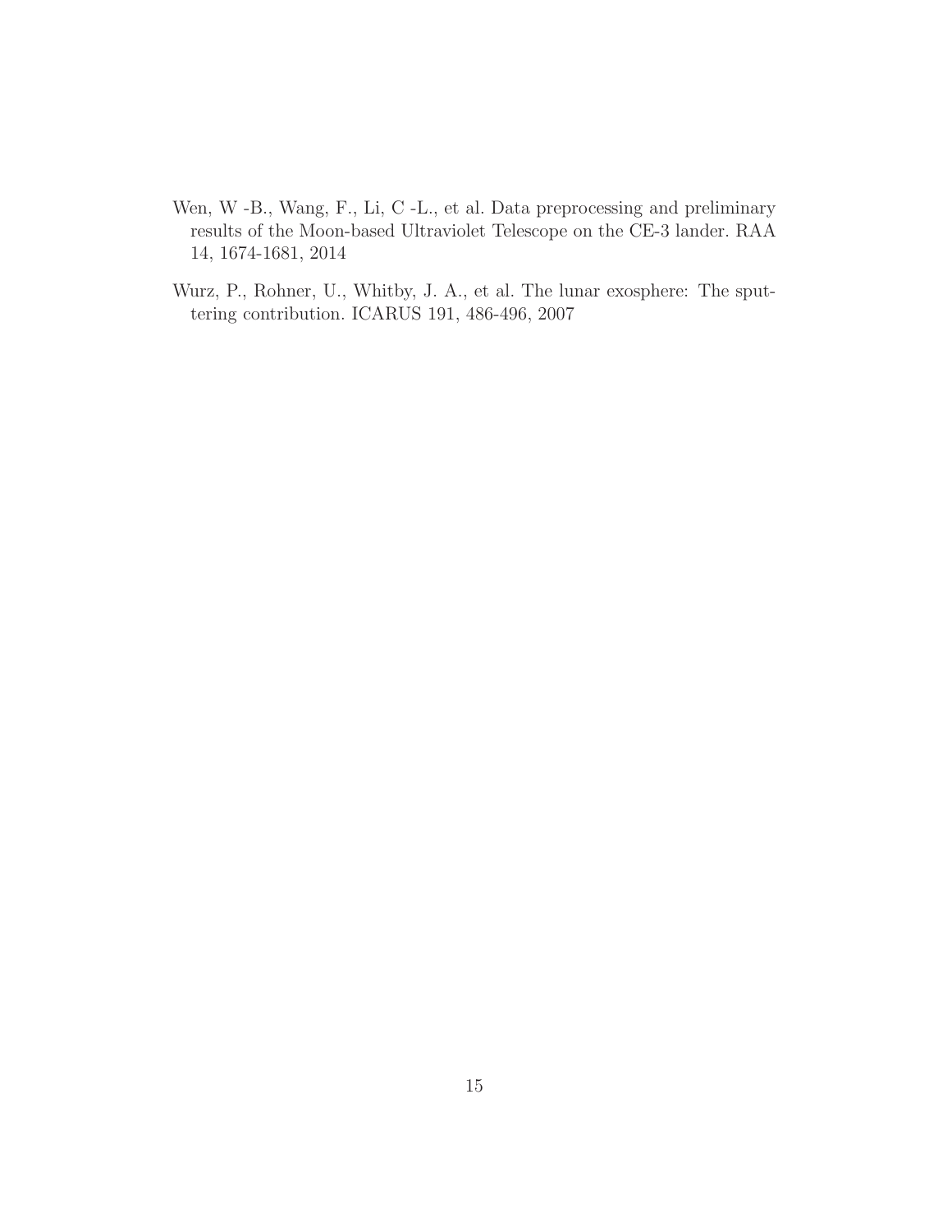Wen, W -B., Wang, F., Li, C -L., et al. Data preprocessing and preliminary results of the Moon-based Ultraviolet Telescope on the CE-3 lander. RAA 14, 1674-1681, 2014

Wurz, P., Rohner, U., Whitby, J. A., et al. The lunar exosphere: The sputtering contribution. ICARUS 191, 486-496, 2007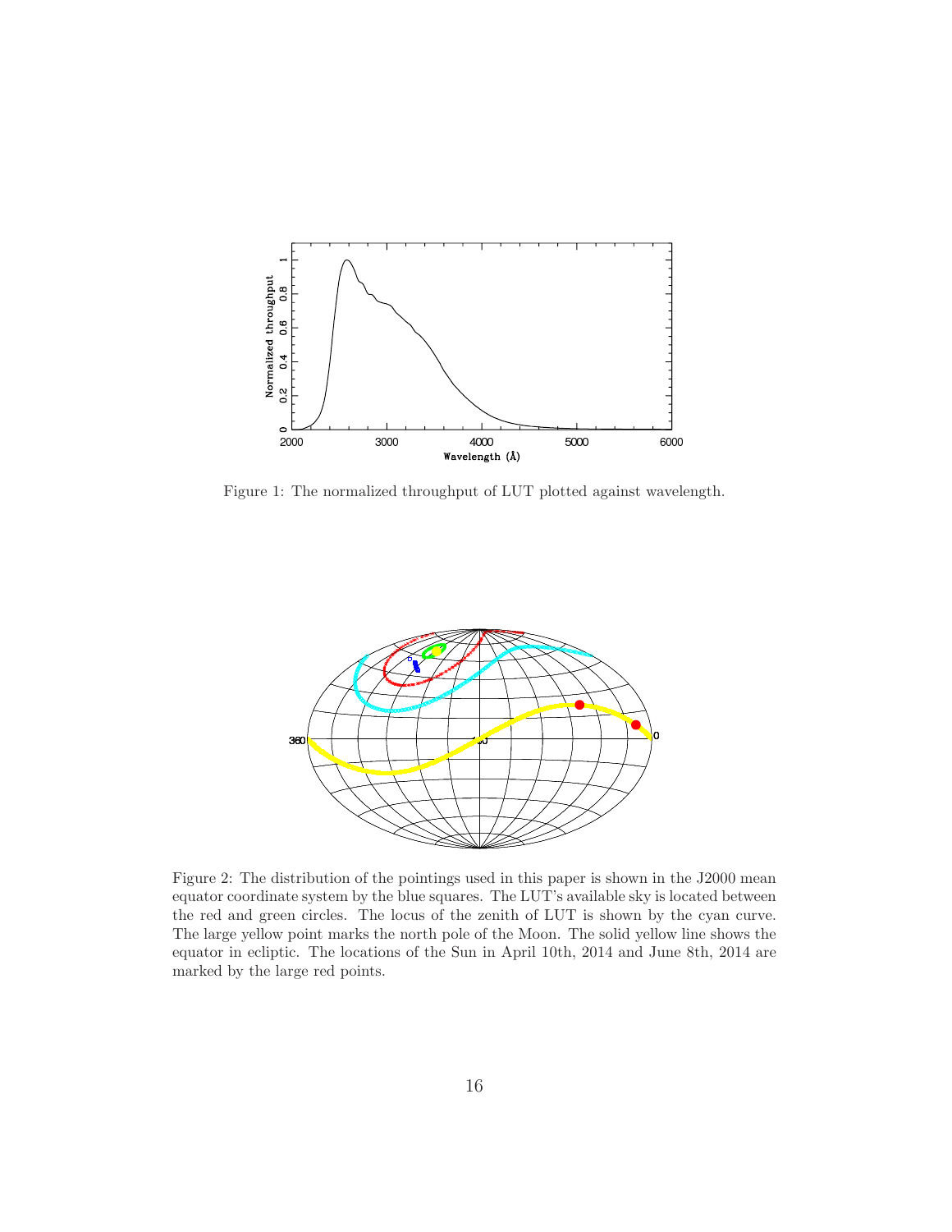Figure 1: The normalized throughput of LUT plotted against wavelength.

Figure 2: The distribution of the pointings used in this paper is shown in the J2000 mean equator coordinate system by the blue squares. The LUT's available sky is located between the red and green circles. The locus of the zenith of LUT is shown by the cyan curve. The large yellow point marks the north pole of the Moon. The solid yellow line shows the equator in ecliptic. The locations of the Sun in April 10th, 2014 and June 8th, 2014 are marked by the large red points.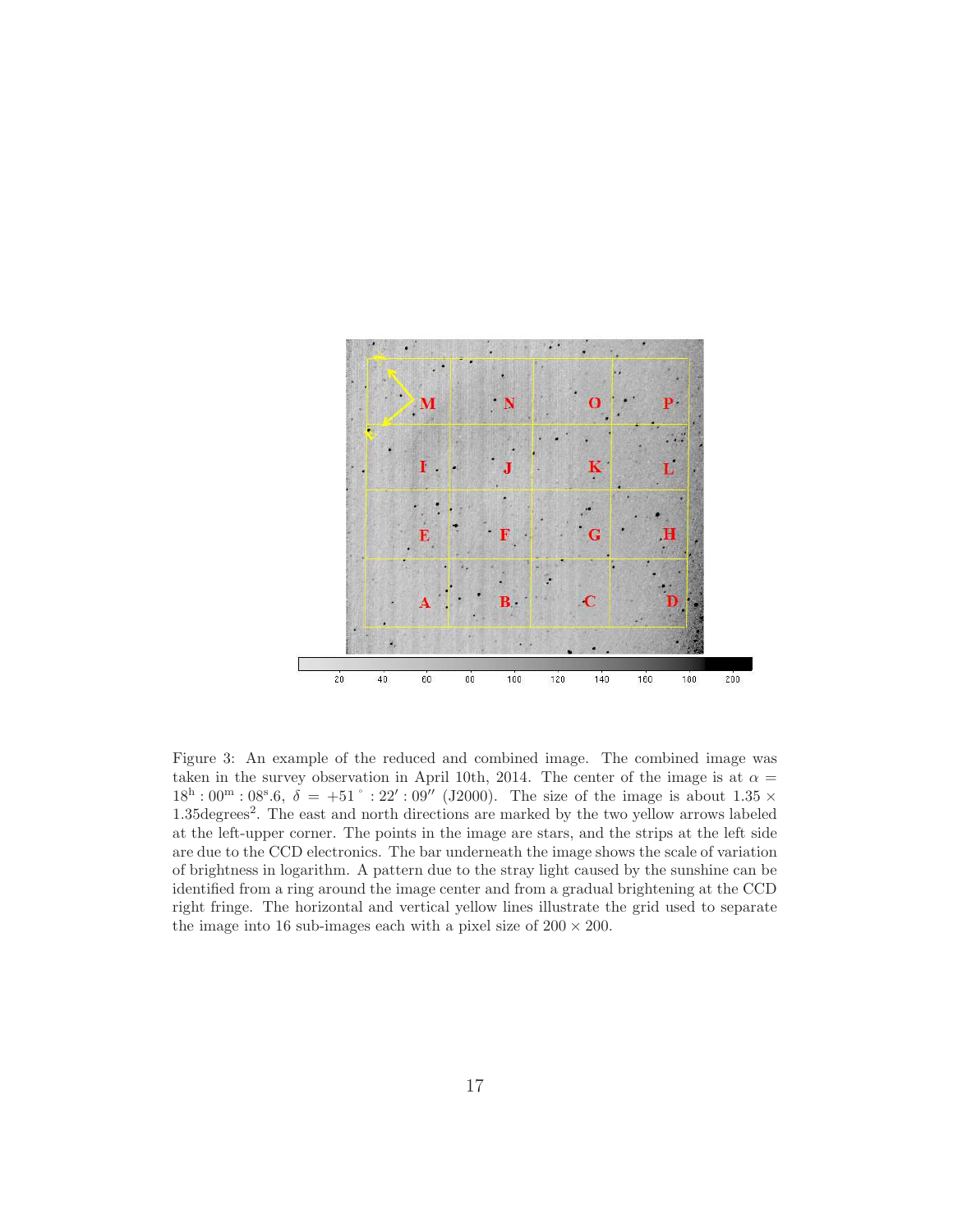Figure 3: An example of the reduced and combined image. The combined image was taken in the survey observation in April 10th, 2014. The center of the image is at $\alpha = 18^{\mathrm{h}} : 00^{\mathrm{m}} : 08^{\mathrm{s}}.6$, $\delta = +51^{\circ} : 22' : 09''$ (J2000). The size of the image is about $1.35 \times 1.35 \mathrm{degrees}^2$. The east and north directions are marked by the two yellow arrows labeled at the left-upper corner. The points in the image are stars, and the strips at the left side are due to the CCD electronics. The bar underneath the image shows the scale of variation of brightness in logarithm. A pattern due to the stray light caused by the sunshine can be identified from a ring around the image center and from a gradual brightening at the CCD right fringe. The horizontal and vertical yellow lines illustrate the grid used to separate the image into 16 sub-images each with a pixel size of $200 \times 200$.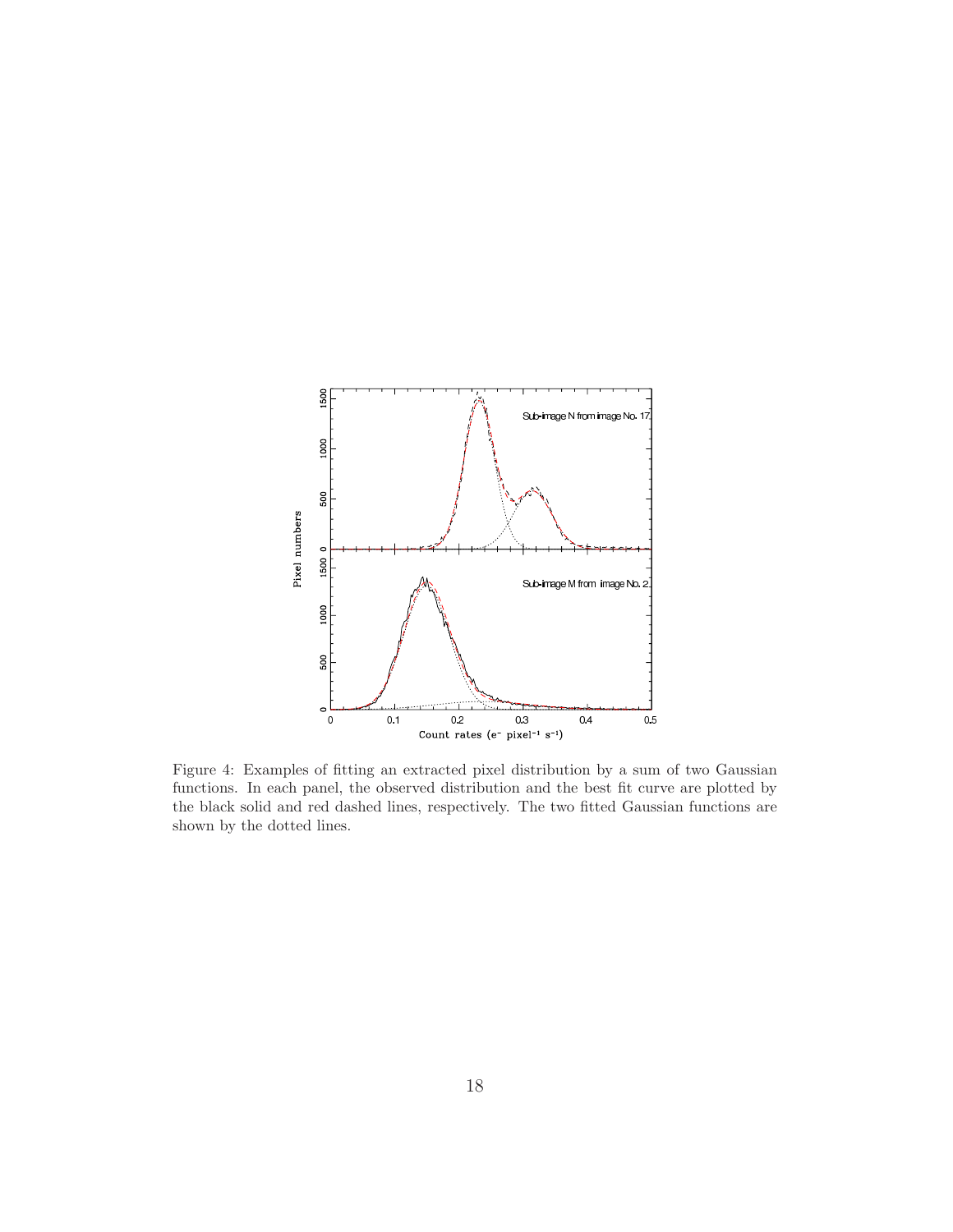Figure 4: Examples of fitting an extracted pixel distribution by a sum of two Gaussian functions. In each panel, the observed distribution and the best fit curve are plotted by the black solid and red dashed lines, respectively. The two fitted Gaussian functions are shown by the dotted lines.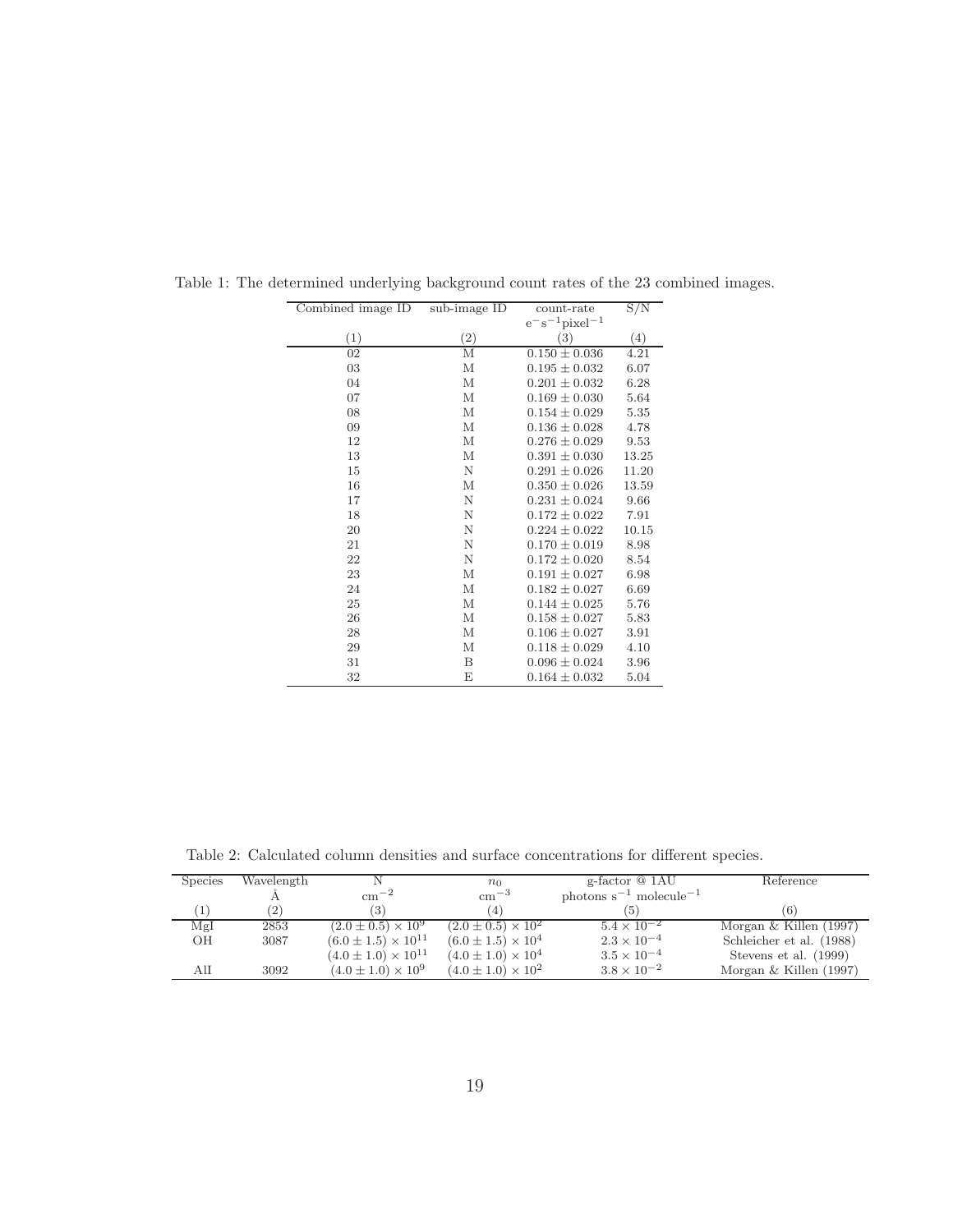Table 1: The determined underlying background count rates of the 23 combined images.

| Combined image ID | sub-image ID | count-rate $e^{-}s^{-1}pixel^{-1}$ | S/N |
|---|---|---|---|
| (1) | (2) | (3) | (4) |
| 02 | M | $0.150 \pm 0.036$ | 4.21 |
| 03 | M | $0.195 \pm 0.032$ | 6.07 |
| 04 | M | $0.201 \pm 0.032$ | 6.28 |
| 07 | M | $0.169 \pm 0.030$ | 5.64 |
| 08 | M | $0.154 \pm 0.029$ | 5.35 |
| 09 | M | $0.136 \pm 0.028$ | 4.78 |
| 12 | M | $0.276 \pm 0.029$ | 9.53 |
| 13 | M | $0.391 \pm 0.030$ | 13.25 |
| 15 | N | $0.291 \pm 0.026$ | 11.20 |
| 16 | M | $0.350 \pm 0.026$ | 13.59 |
| 17 | N | $0.231 \pm 0.024$ | 9.66 |
| 18 | N | $0.172 \pm 0.022$ | 7.91 |
| 20 | N | $0.224 \pm 0.022$ | 10.15 |
| 21 | N | $0.170 \pm 0.019$ | 8.98 |
| 22 | N | $0.172 \pm 0.020$ | 8.54 |
| 23 | M | $0.191 \pm 0.027$ | 6.98 |
| 24 | M | $0.182 \pm 0.027$ | 6.69 |
| 25 | M | $0.144 \pm 0.025$ | 5.76 |
| 26 | M | $0.158 \pm 0.027$ | 5.83 |
| 28 | M | $0.106 \pm 0.027$ | 3.91 |
| 29 | M | $0.118 \pm 0.029$ | 4.10 |
| 31 | B | $0.096 \pm 0.024$ | 3.96 |
| 32 | E | $0.164 \pm 0.032$ | 5.04 |

Table 2: Calculated column densities and surface concentrations for different species.

| Species | Wavelength Å | N $cm^{-2}$ | $n_0$ $cm^{-3}$ | g-factor @ 1AU photons $s^{-1}$ $molecule^{-1}$ | Reference |
|---|---|---|---|---|---|
| (1) | (2) | (3) | (4) | (5) | (6) |
| MgI | 2853 | $(2.0 \pm 0.5) \times 10^{9}$ | $(2.0 \pm 0.5) \times 10^{2}$ | $5.4 \times 10^{-2}$ | Morgan & Killen (1997) |
| OH | 3087 | $(6.0 \pm 1.5) \times 10^{11}$ | $(6.0 \pm 1.5) \times 10^{4}$ | $2.3 \times 10^{-4}$ | Schleicher et al. (1988) |
| | | $(4.0 \pm 1.0) \times 10^{11}$ | $(4.0 \pm 1.0) \times 10^{4}$ | $3.5 \times 10^{-4}$ | Stevens et al. (1999) |
| AlI | 3092 | $(4.0 \pm 1.0) \times 10^{9}$ | $(4.0 \pm 1.0) \times 10^{2}$ | $3.8 \times 10^{-2}$ | Morgan & Killen (1997) |